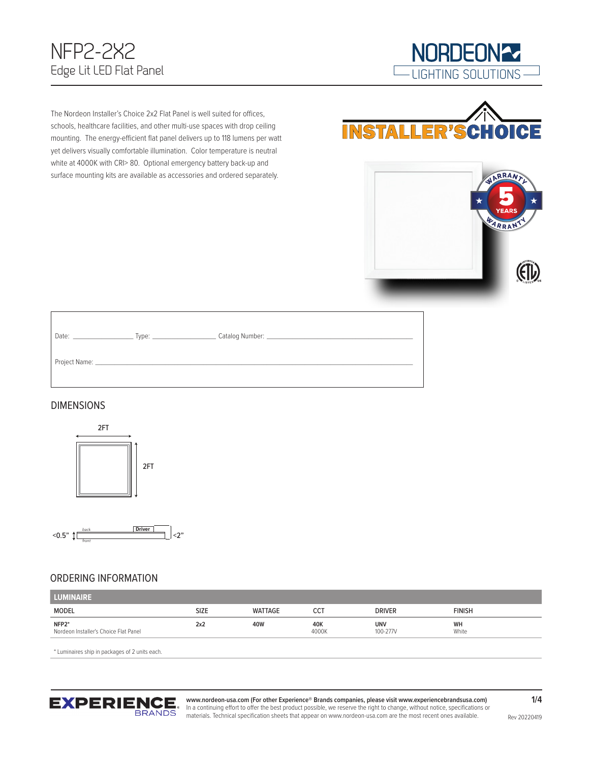# NFP2-2X2

## Edge Lit LED Flat Panel

NORDEON LIGHTING SOLUTIONS

The Nordeon Installer's Choice 2x2 Flat Panel is well suited for offices, schools, healthcare facilities, and other multi-use spaces with drop ceiling mounting. The energy-efficient flat panel delivers up to 118 lumens per watt yet delivers visually comfortable illumination. Color temperature is neutral white at 4000K with CRI> 80. Optional emergency battery back-up and surface mounting kits are available as accessories and ordered separately.

INSTALLER'S CHOICE

5 YEARS WARRANTY

Date: ______________ Type: ______________ Catalog Number: ______________________________

Project Name: __________________________________________________________

## DIMENSIONS

2FT

2FT

<0.5" back Driver front <2"

## ORDERING INFORMATION

| LUMINAIRE | | | | | |
|---|---|---|---|---|---|
| MODEL | SIZE | WATTAGE | CCT | DRIVER | FINISH |
| **NFP2*** Nordeon Installer's Choice Flat Panel | **2x2** | **40W** | **40K** 4000K | **UNV** 100-277V | **WH** White |

* Luminaires ship in packages of 2 units each.

EXPERIENCE BRANDS

**www.nordeon-usa.com (For other Experience® Brands companies, please visit www.experiencebrandsusa.com)**
In a continuing effort to offer the best product possible, we reserve the right to change, without notice, specifications or materials. Technical specification sheets that appear on www.nordeon-usa.com are the most recent ones available.

Rev 20220419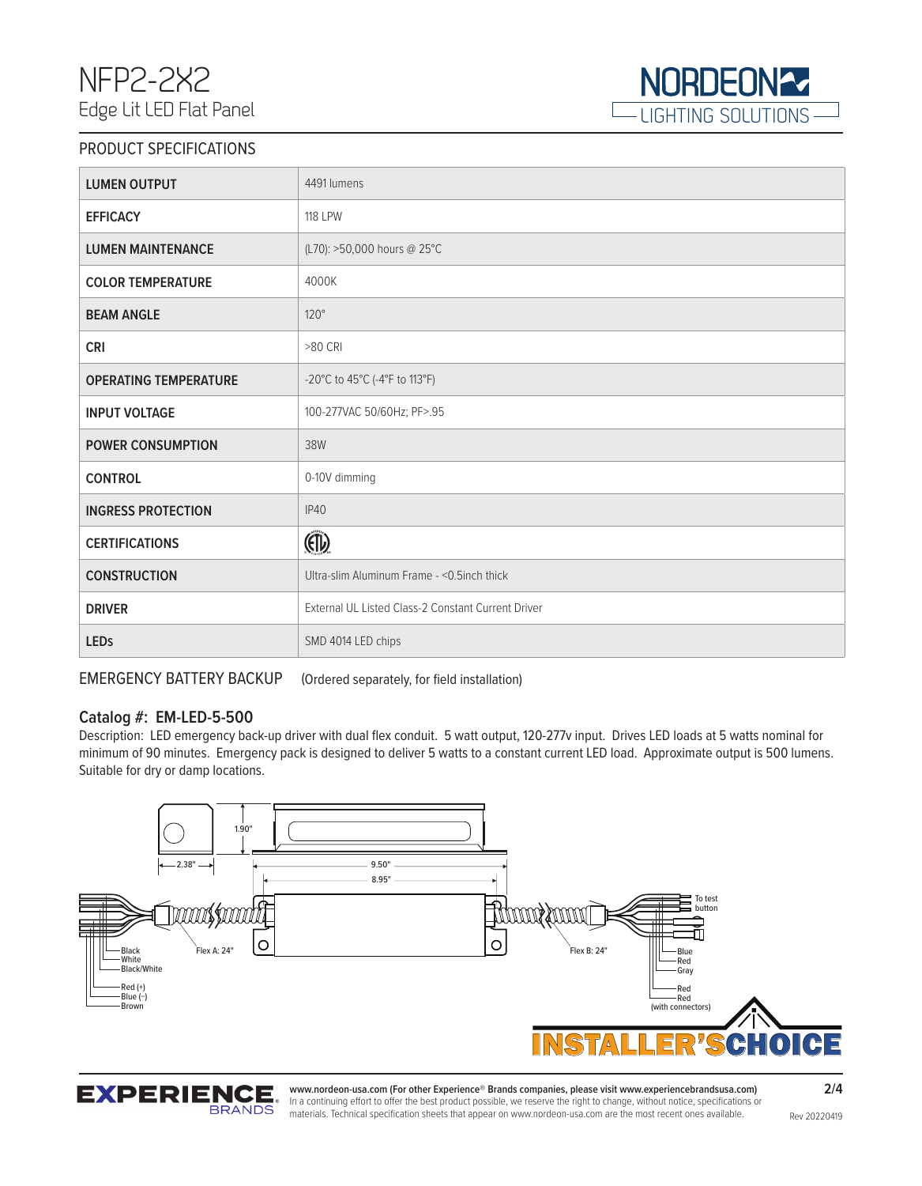# NFP2-2X2

Edge Lit LED Flat Panel

## PRODUCT SPECIFICATIONS

| | |
|---|---|
| **LUMEN OUTPUT** | 4491 lumens |
| **EFFICACY** | 118 LPW |
| **LUMEN MAINTENANCE** | (L70): >50,000 hours @ 25°C |
| **COLOR TEMPERATURE** | 4000K |
| **BEAM ANGLE** | 120° |
| **CRI** | >80 CRI |
| **OPERATING TEMPERATURE** | -20°C to 45°C (-4°F to 113°F) |
| **INPUT VOLTAGE** | 100-277VAC 50/60Hz; PF>.95 |
| **POWER CONSUMPTION** | 38W |
| **CONTROL** | 0-10V dimming |
| **INGRESS PROTECTION** | IP40 |
| **CERTIFICATIONS** | ETL |
| **CONSTRUCTION** | Ultra-slim Aluminum Frame - <0.5inch thick |
| **DRIVER** | External UL Listed Class-2 Constant Current Driver |
| **LEDs** | SMD 4014 LED chips |

## EMERGENCY BATTERY BACKUP (Ordered separately, for field installation)

### Catalog #: EM-LED-5-500

Description: LED emergency back-up driver with dual flex conduit. 5 watt output, 120-277v input. Drives LED loads at 5 watts nominal for minimum of 90 minutes. Emergency pack is designed to deliver 5 watts to a constant current LED load. Approximate output is 500 lumens. Suitable for dry or damp locations.

1.90"
2.38"
9.50"
8.95"

Flex A: 24"
Black
White
Black/White
Red (+)
Blue (–)
Brown

Flex B: 24"
To test button
Blue
Red
Gray
Red
Red
(with connectors)

INSTALLER'S CHOICE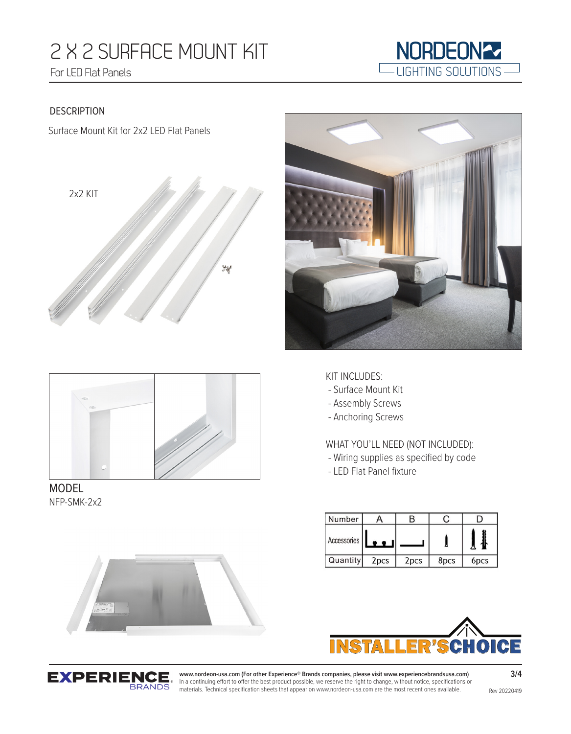# 2 X 2 SURFACE MOUNT KIT

For LED Flat Panels

NORDEON LIGHTING SOLUTIONS

## DESCRIPTION

Surface Mount Kit for 2x2 LED Flat Panels

2x2 KIT

## MODEL

NFP-SMK-2x2

KIT INCLUDES:

- Surface Mount Kit
- Assembly Screws
- Anchoring Screws

WHAT YOU'LL NEED (NOT INCLUDED):

- Wiring supplies as specified by code
- LED Flat Panel fixture

| Number | A | B | C | D |
|---|---|---|---|---|
| Accessories | | | | |
| Quantity | 2pcs | 2pcs | 8pcs | 6pcs |

INSTALLER'S CHOICE

EXPERIENCE BRANDS

www.nordeon-usa.com (For other Experience® Brands companies, please visit www.experiencebrandsusa.com)
In a continuing effort to offer the best product possible, we reserve the right to change, without notice, specifications or materials. Technical specification sheets that appear on www.nordeon-usa.com are the most recent ones available.

Rev 20220419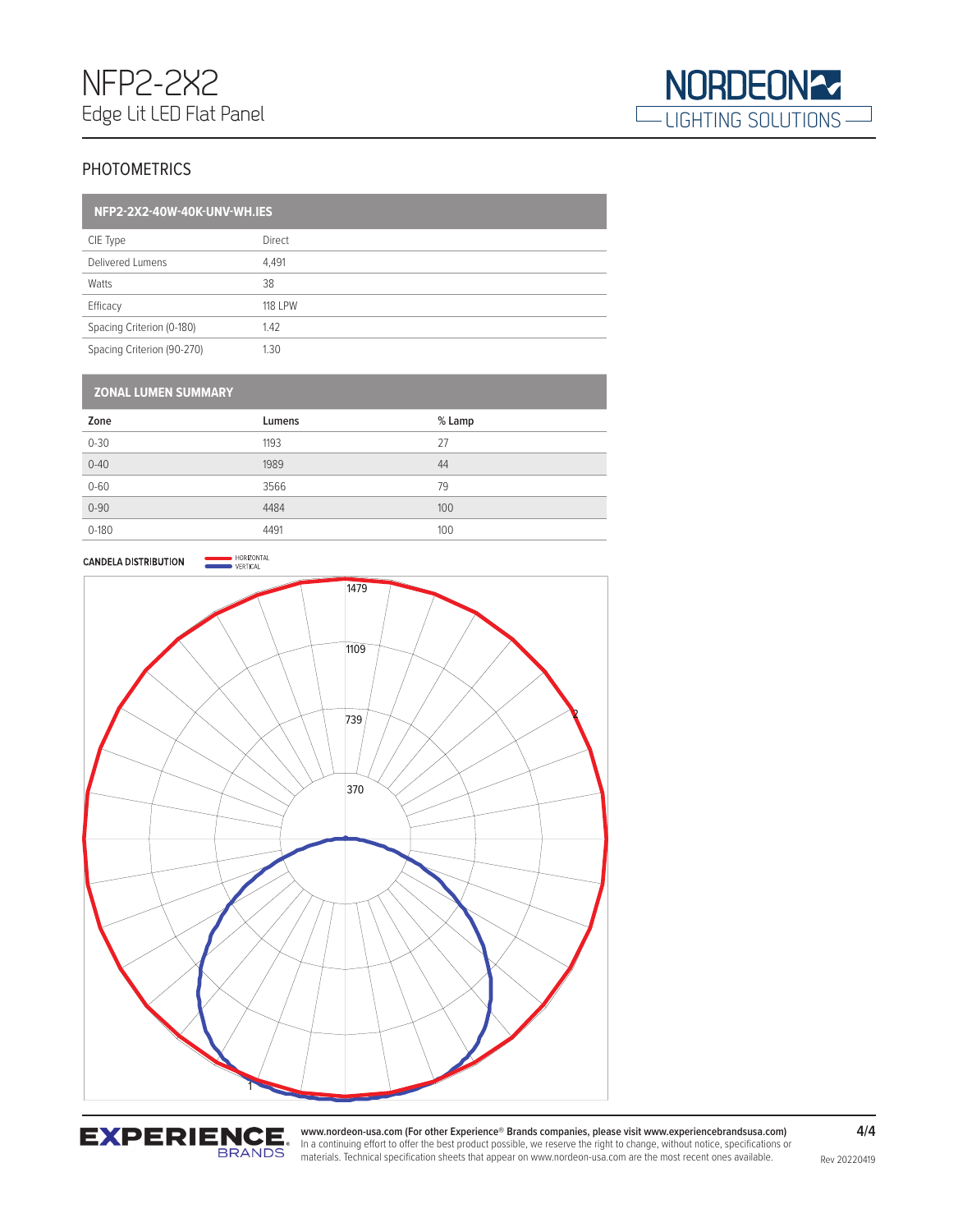# NFP2-2X2

Edge Lit LED Flat Panel

## PHOTOMETRICS

| NFP2-2X2-40W-40K-UNV-WH.IES | |
|---|---|
| CIE Type | Direct |
| Delivered Lumens | 4,491 |
| Watts | 38 |
| Efficacy | 118 LPW |
| Spacing Criterion (0-180) | 1.42 |
| Spacing Criterion (90-270) | 1.30 |

**ZONAL LUMEN SUMMARY**

| Zone | Lumens | % Lamp |
|---|---|---|
| 0-30 | 1193 | 27 |
| 0-40 | 1989 | 44 |
| 0-60 | 3566 | 79 |
| 0-90 | 4484 | 100 |
| 0-180 | 4491 | 100 |

**CANDELA DISTRIBUTION**

HORIZONTAL
VERTICAL

1479
1109
739
370
2
1

www.nordeon-usa.com (For other Experience® Brands companies, please visit www.experiencebrandsusa.com)
In a continuing effort to offer the best product possible, we reserve the right to change, without notice, specifications or materials. Technical specification sheets that appear on www.nordeon-usa.com are the most recent ones available.

Rev 20220419